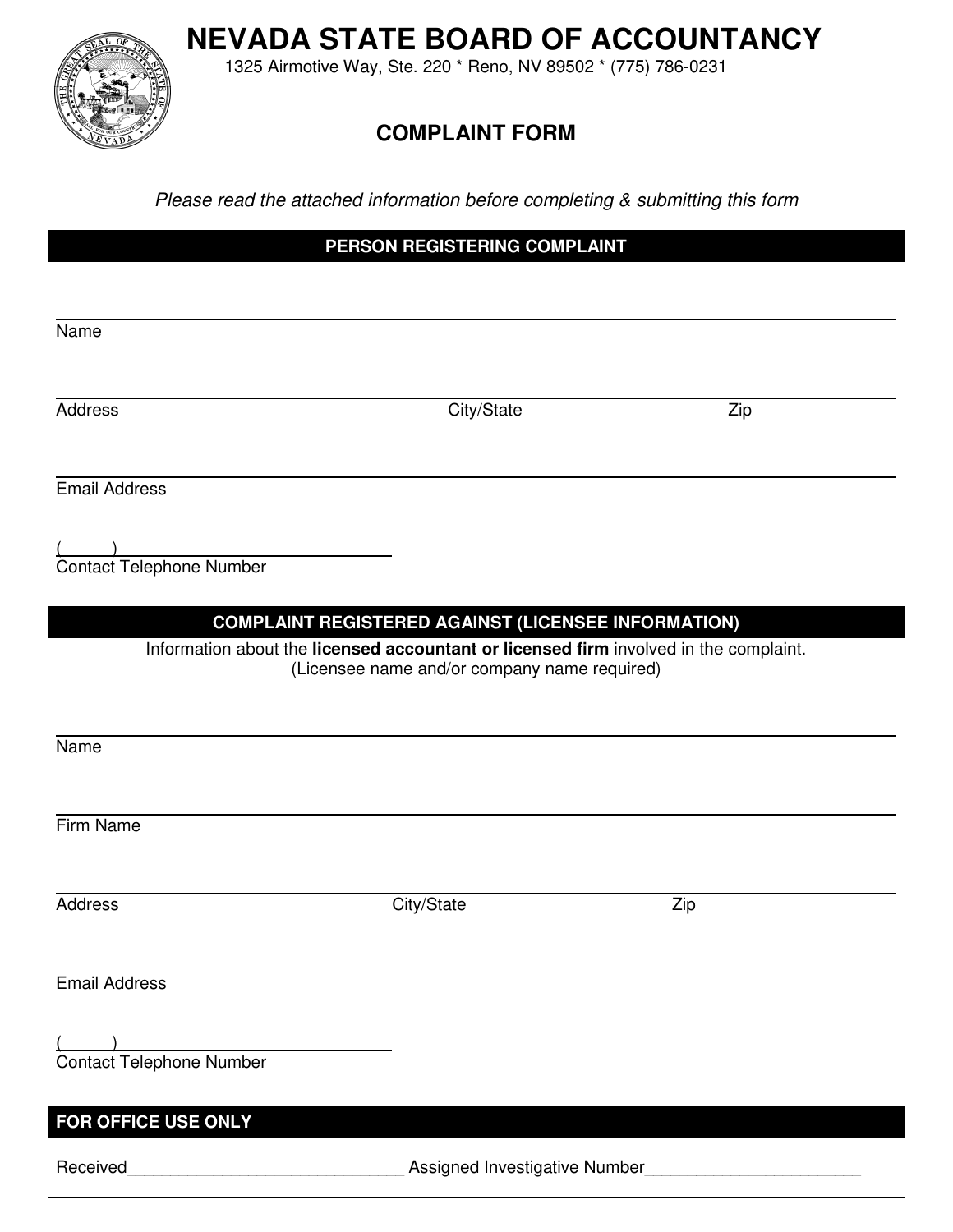# NEVADA STATE BOARD OF ACCOUNTANCY

1325 Airmotive Way, Ste. 220 * Reno, NV 89502 * (775) 786-0231

## COMPLAINT FORM

*Please read the attached information before completing & submitting this form*

### PERSON REGISTERING COMPLAINT

_______________________________________________
Name

_______________________________________________
Address City/State Zip

_______________________________________________
Email Address

(_____)_________________________
Contact Telephone Number

### COMPLAINT REGISTERED AGAINST (LICENSEE INFORMATION)

Information about the **licensed accountant or licensed firm** involved in the complaint.
(Licensee name and/or company name required)

_______________________________________________
Name

_______________________________________________
Firm Name

_______________________________________________
Address City/State Zip

_______________________________________________
Email Address

(_____)_________________________
Contact Telephone Number

### FOR OFFICE USE ONLY

Received_____________________________ Assigned Investigative Number______________________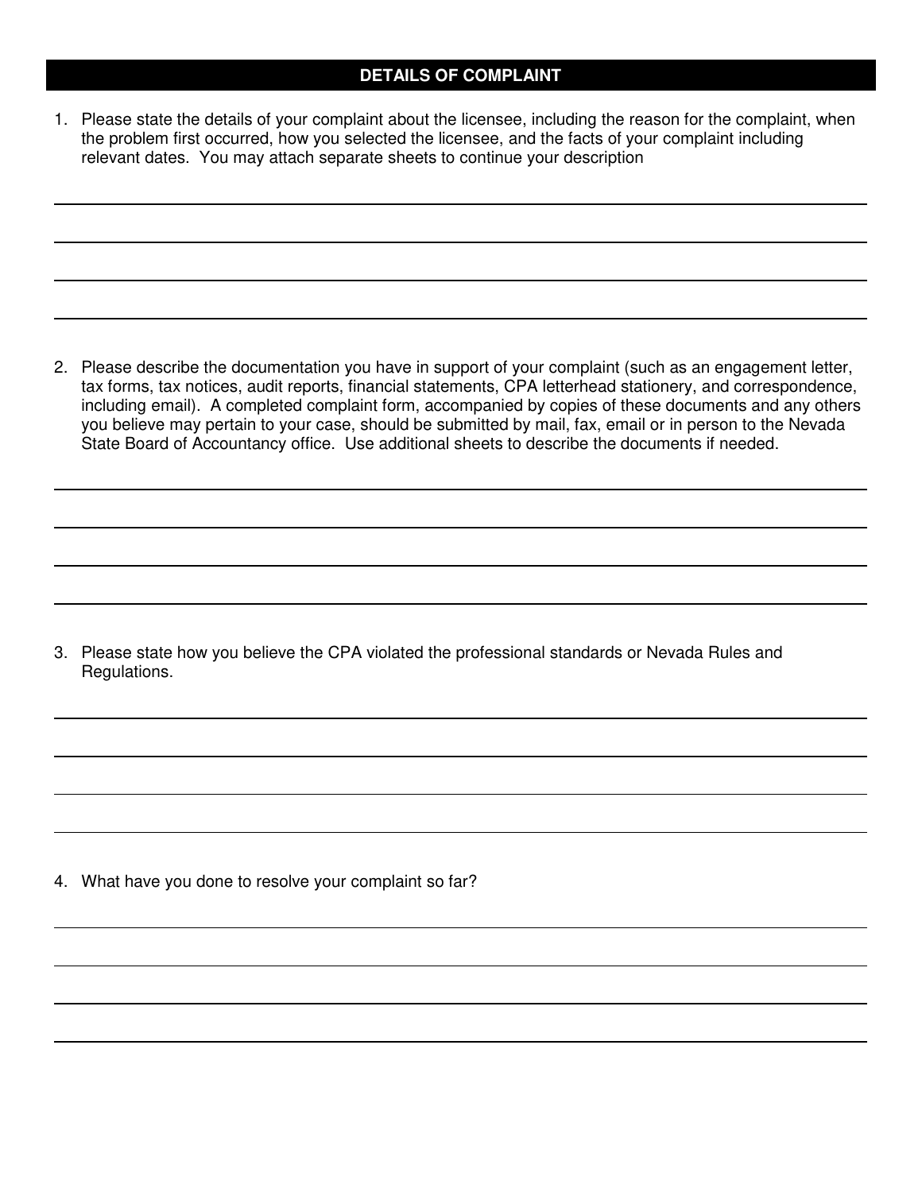## DETAILS OF COMPLAINT

1. Please state the details of your complaint about the licensee, including the reason for the complaint, when the problem first occurred, how you selected the licensee, and the facts of your complaint including relevant dates. You may attach separate sheets to continue your description

2. Please describe the documentation you have in support of your complaint (such as an engagement letter, tax forms, tax notices, audit reports, financial statements, CPA letterhead stationery, and correspondence, including email). A completed complaint form, accompanied by copies of these documents and any others you believe may pertain to your case, should be submitted by mail, fax, email or in person to the Nevada State Board of Accountancy office. Use additional sheets to describe the documents if needed.

3. Please state how you believe the CPA violated the professional standards or Nevada Rules and Regulations.

4. What have you done to resolve your complaint so far?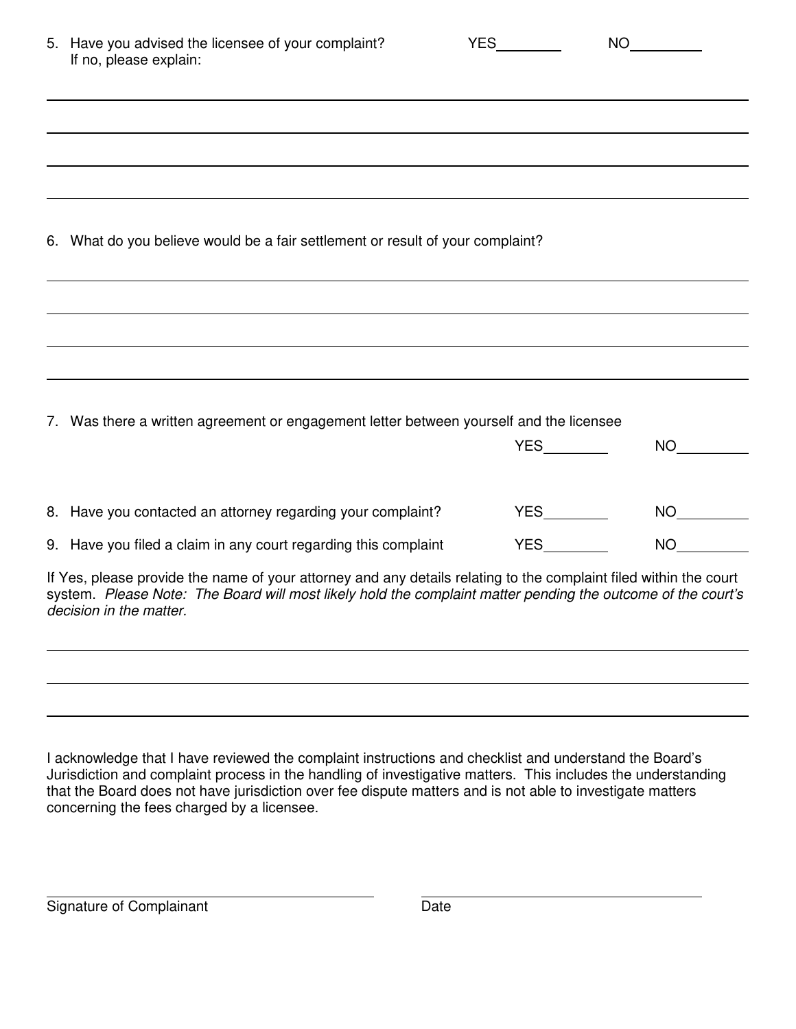5. Have you advised the licensee of your complaint? YES________ NO________
   If no, please explain:

___________________________________________________________________________

___________________________________________________________________________

___________________________________________________________________________

___________________________________________________________________________

6. What do you believe would be a fair settlement or result of your complaint?

___________________________________________________________________________

___________________________________________________________________________

___________________________________________________________________________

___________________________________________________________________________

7. Was there a written agreement or engagement letter between yourself and the licensee
   YES________ NO________

8. Have you contacted an attorney regarding your complaint? YES________ NO________

9. Have you filed a claim in any court regarding this complaint YES________ NO________

If Yes, please provide the name of your attorney and any details relating to the complaint filed within the court system. *Please Note: The Board will most likely hold the complaint matter pending the outcome of the court's decision in the matter.*

___________________________________________________________________________

___________________________________________________________________________

___________________________________________________________________________

I acknowledge that I have reviewed the complaint instructions and checklist and understand the Board's Jurisdiction and complaint process in the handling of investigative matters. This includes the understanding that the Board does not have jurisdiction over fee dispute matters and is not able to investigate matters concerning the fees charged by a licensee.

______________________________ ______________________________
Signature of Complainant Date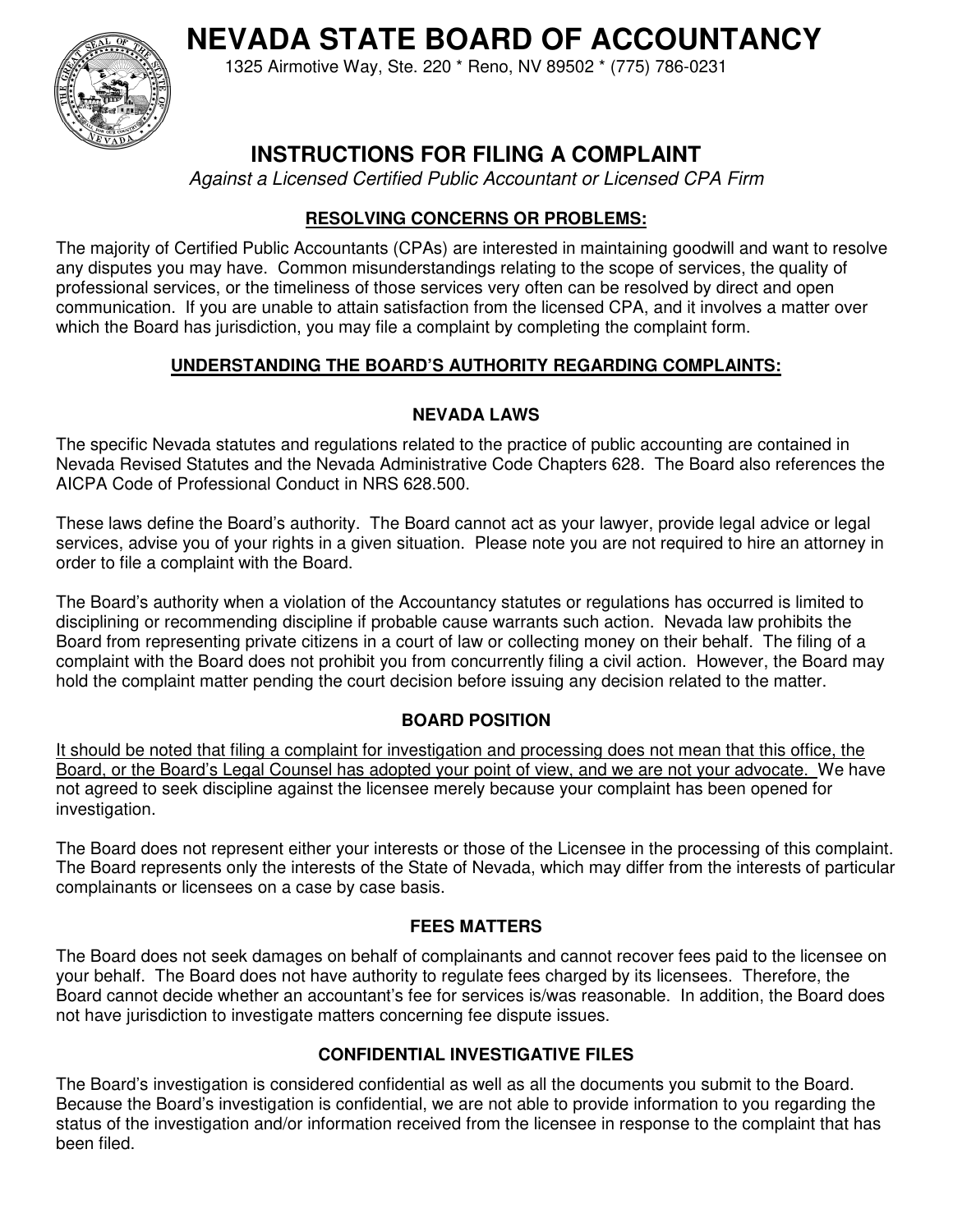# NEVADA STATE BOARD OF ACCOUNTANCY

1325 Airmotive Way, Ste. 220 * Reno, NV 89502 * (775) 786-0231

## INSTRUCTIONS FOR FILING A COMPLAINT

*Against a Licensed Certified Public Accountant or Licensed CPA Firm*

### RESOLVING CONCERNS OR PROBLEMS:

The majority of Certified Public Accountants (CPAs) are interested in maintaining goodwill and want to resolve any disputes you may have. Common misunderstandings relating to the scope of services, the quality of professional services, or the timeliness of those services very often can be resolved by direct and open communication. If you are unable to attain satisfaction from the licensed CPA, and it involves a matter over which the Board has jurisdiction, you may file a complaint by completing the complaint form.

### UNDERSTANDING THE BOARD'S AUTHORITY REGARDING COMPLAINTS:

#### NEVADA LAWS

The specific Nevada statutes and regulations related to the practice of public accounting are contained in Nevada Revised Statutes and the Nevada Administrative Code Chapters 628. The Board also references the AICPA Code of Professional Conduct in NRS 628.500.

These laws define the Board's authority. The Board cannot act as your lawyer, provide legal advice or legal services, advise you of your rights in a given situation. Please note you are not required to hire an attorney in order to file a complaint with the Board.

The Board's authority when a violation of the Accountancy statutes or regulations has occurred is limited to disciplining or recommending discipline if probable cause warrants such action. Nevada law prohibits the Board from representing private citizens in a court of law or collecting money on their behalf. The filing of a complaint with the Board does not prohibit you from concurrently filing a civil action. However, the Board may hold the complaint matter pending the court decision before issuing any decision related to the matter.

#### BOARD POSITION

<u>It should be noted that filing a complaint for investigation and processing does not mean that this office, the Board, or the Board's Legal Counsel has adopted your point of view, and we are not your advocate.</u> We have not agreed to seek discipline against the licensee merely because your complaint has been opened for investigation.

The Board does not represent either your interests or those of the Licensee in the processing of this complaint. The Board represents only the interests of the State of Nevada, which may differ from the interests of particular complainants or licensees on a case by case basis.

#### FEES MATTERS

The Board does not seek damages on behalf of complainants and cannot recover fees paid to the licensee on your behalf. The Board does not have authority to regulate fees charged by its licensees. Therefore, the Board cannot decide whether an accountant's fee for services is/was reasonable. In addition, the Board does not have jurisdiction to investigate matters concerning fee dispute issues.

#### CONFIDENTIAL INVESTIGATIVE FILES

The Board's investigation is considered confidential as well as all the documents you submit to the Board. Because the Board's investigation is confidential, we are not able to provide information to you regarding the status of the investigation and/or information received from the licensee in response to the complaint that has been filed.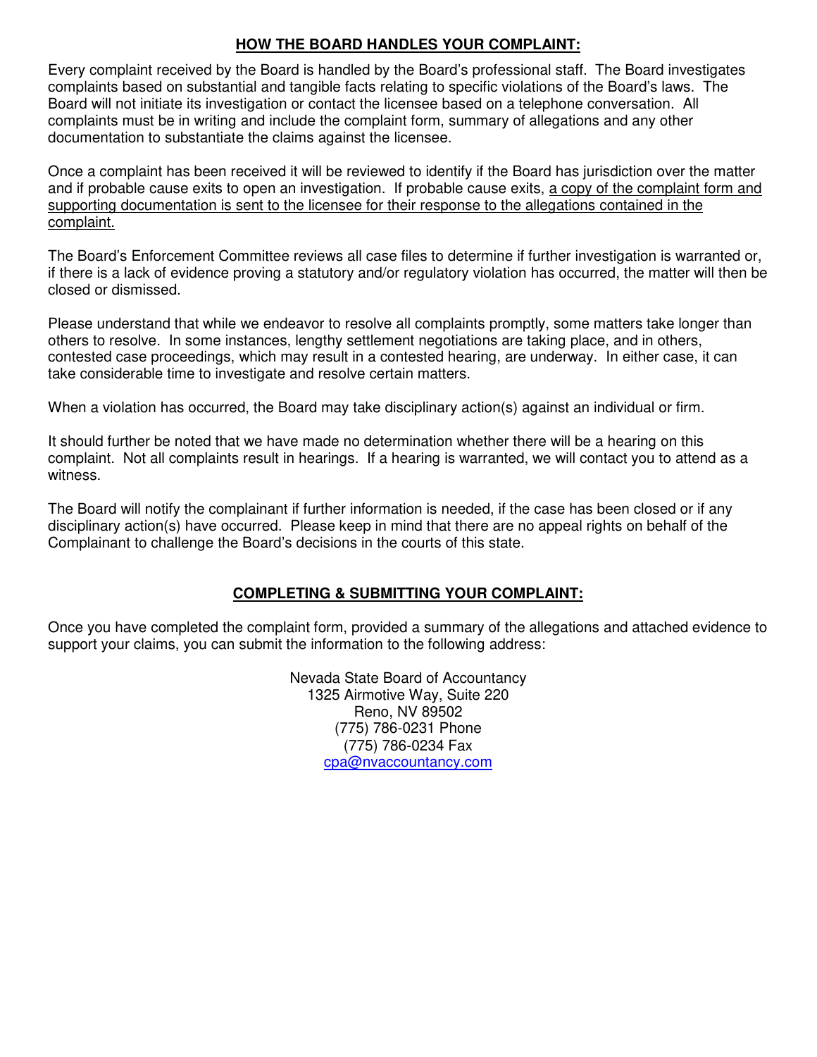## **HOW THE BOARD HANDLES YOUR COMPLAINT:**

Every complaint received by the Board is handled by the Board's professional staff. The Board investigates complaints based on substantial and tangible facts relating to specific violations of the Board's laws. The Board will not initiate its investigation or contact the licensee based on a telephone conversation. All complaints must be in writing and include the complaint form, summary of allegations and any other documentation to substantiate the claims against the licensee.

Once a complaint has been received it will be reviewed to identify if the Board has jurisdiction over the matter and if probable cause exits to open an investigation. If probable cause exits, <u>a copy of the complaint form and supporting documentation is sent to the licensee for their response to the allegations contained in the complaint.</u>

The Board's Enforcement Committee reviews all case files to determine if further investigation is warranted or, if there is a lack of evidence proving a statutory and/or regulatory violation has occurred, the matter will then be closed or dismissed.

Please understand that while we endeavor to resolve all complaints promptly, some matters take longer than others to resolve. In some instances, lengthy settlement negotiations are taking place, and in others, contested case proceedings, which may result in a contested hearing, are underway. In either case, it can take considerable time to investigate and resolve certain matters.

When a violation has occurred, the Board may take disciplinary action(s) against an individual or firm.

It should further be noted that we have made no determination whether there will be a hearing on this complaint. Not all complaints result in hearings. If a hearing is warranted, we will contact you to attend as a witness.

The Board will notify the complainant if further information is needed, if the case has been closed or if any disciplinary action(s) have occurred. Please keep in mind that there are no appeal rights on behalf of the Complainant to challenge the Board's decisions in the courts of this state.

## **COMPLETING & SUBMITTING YOUR COMPLAINT:**

Once you have completed the complaint form, provided a summary of the allegations and attached evidence to support your claims, you can submit the information to the following address:

Nevada State Board of Accountancy
1325 Airmotive Way, Suite 220
Reno, NV 89502
(775) 786-0231 Phone
(775) 786-0234 Fax
cpa@nvaccountancy.com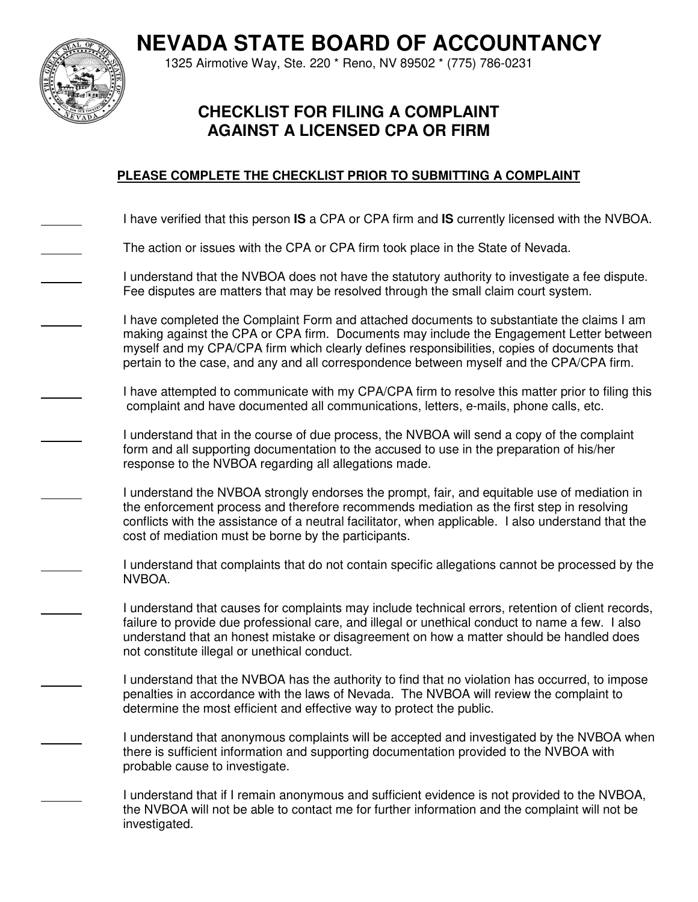# NEVADA STATE BOARD OF ACCOUNTANCY

1325 Airmotive Way, Ste. 220 * Reno, NV 89502 * (775) 786-0231

## CHECKLIST FOR FILING A COMPLAINT AGAINST A LICENSED CPA OR FIRM

**PLEASE COMPLETE THE CHECKLIST PRIOR TO SUBMITTING A COMPLAINT**

______ I have verified that this person **IS** a CPA or CPA firm and **IS** currently licensed with the NVBOA.

______ The action or issues with the CPA or CPA firm took place in the State of Nevada.

______ I understand that the NVBOA does not have the statutory authority to investigate a fee dispute. Fee disputes are matters that may be resolved through the small claim court system.

______ I have completed the Complaint Form and attached documents to substantiate the claims I am making against the CPA or CPA firm. Documents may include the Engagement Letter between myself and my CPA/CPA firm which clearly defines responsibilities, copies of documents that pertain to the case, and any and all correspondence between myself and the CPA/CPA firm.

______ I have attempted to communicate with my CPA/CPA firm to resolve this matter prior to filing this complaint and have documented all communications, letters, e-mails, phone calls, etc.

______ I understand that in the course of due process, the NVBOA will send a copy of the complaint form and all supporting documentation to the accused to use in the preparation of his/her response to the NVBOA regarding all allegations made.

______ I understand the NVBOA strongly endorses the prompt, fair, and equitable use of mediation in the enforcement process and therefore recommends mediation as the first step in resolving conflicts with the assistance of a neutral facilitator, when applicable. I also understand that the cost of mediation must be borne by the participants.

______ I understand that complaints that do not contain specific allegations cannot be processed by the NVBOA.

______ I understand that causes for complaints may include technical errors, retention of client records, failure to provide due professional care, and illegal or unethical conduct to name a few. I also understand that an honest mistake or disagreement on how a matter should be handled does not constitute illegal or unethical conduct.

______ I understand that the NVBOA has the authority to find that no violation has occurred, to impose penalties in accordance with the laws of Nevada. The NVBOA will review the complaint to determine the most efficient and effective way to protect the public.

______ I understand that anonymous complaints will be accepted and investigated by the NVBOA when there is sufficient information and supporting documentation provided to the NVBOA with probable cause to investigate.

______ I understand that if I remain anonymous and sufficient evidence is not provided to the NVBOA, the NVBOA will not be able to contact me for further information and the complaint will not be investigated.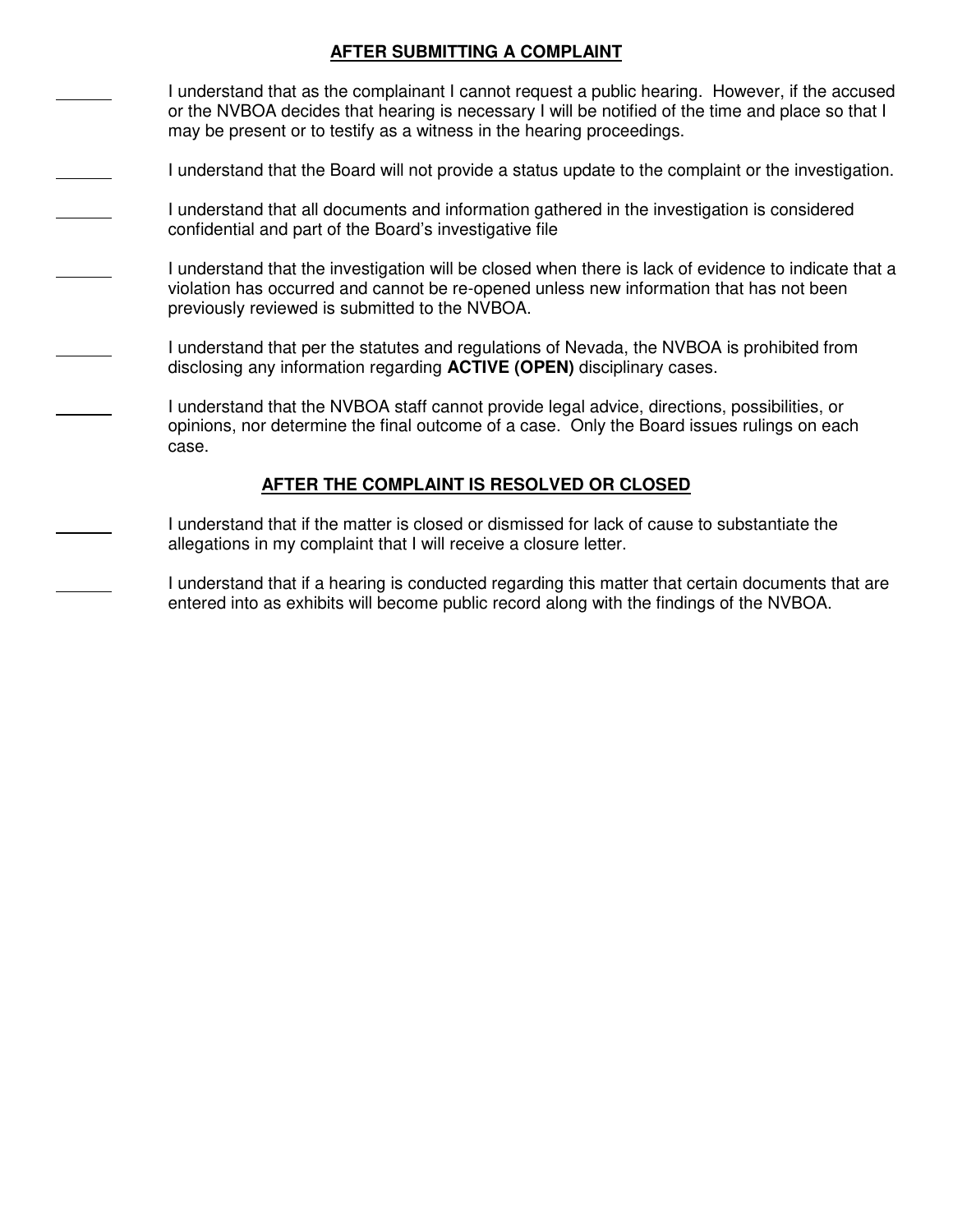**AFTER SUBMITTING A COMPLAINT**

______ I understand that as the complainant I cannot request a public hearing. However, if the accused or the NVBOA decides that hearing is necessary I will be notified of the time and place so that I may be present or to testify as a witness in the hearing proceedings.

______ I understand that the Board will not provide a status update to the complaint or the investigation.

______ I understand that all documents and information gathered in the investigation is considered confidential and part of the Board's investigative file

______ I understand that the investigation will be closed when there is lack of evidence to indicate that a violation has occurred and cannot be re-opened unless new information that has not been previously reviewed is submitted to the NVBOA.

______ I understand that per the statutes and regulations of Nevada, the NVBOA is prohibited from disclosing any information regarding **ACTIVE (OPEN)** disciplinary cases.

______ I understand that the NVBOA staff cannot provide legal advice, directions, possibilities, or opinions, nor determine the final outcome of a case. Only the Board issues rulings on each case.

**AFTER THE COMPLAINT IS RESOLVED OR CLOSED**

______ I understand that if the matter is closed or dismissed for lack of cause to substantiate the allegations in my complaint that I will receive a closure letter.

______ I understand that if a hearing is conducted regarding this matter that certain documents that are entered into as exhibits will become public record along with the findings of the NVBOA.